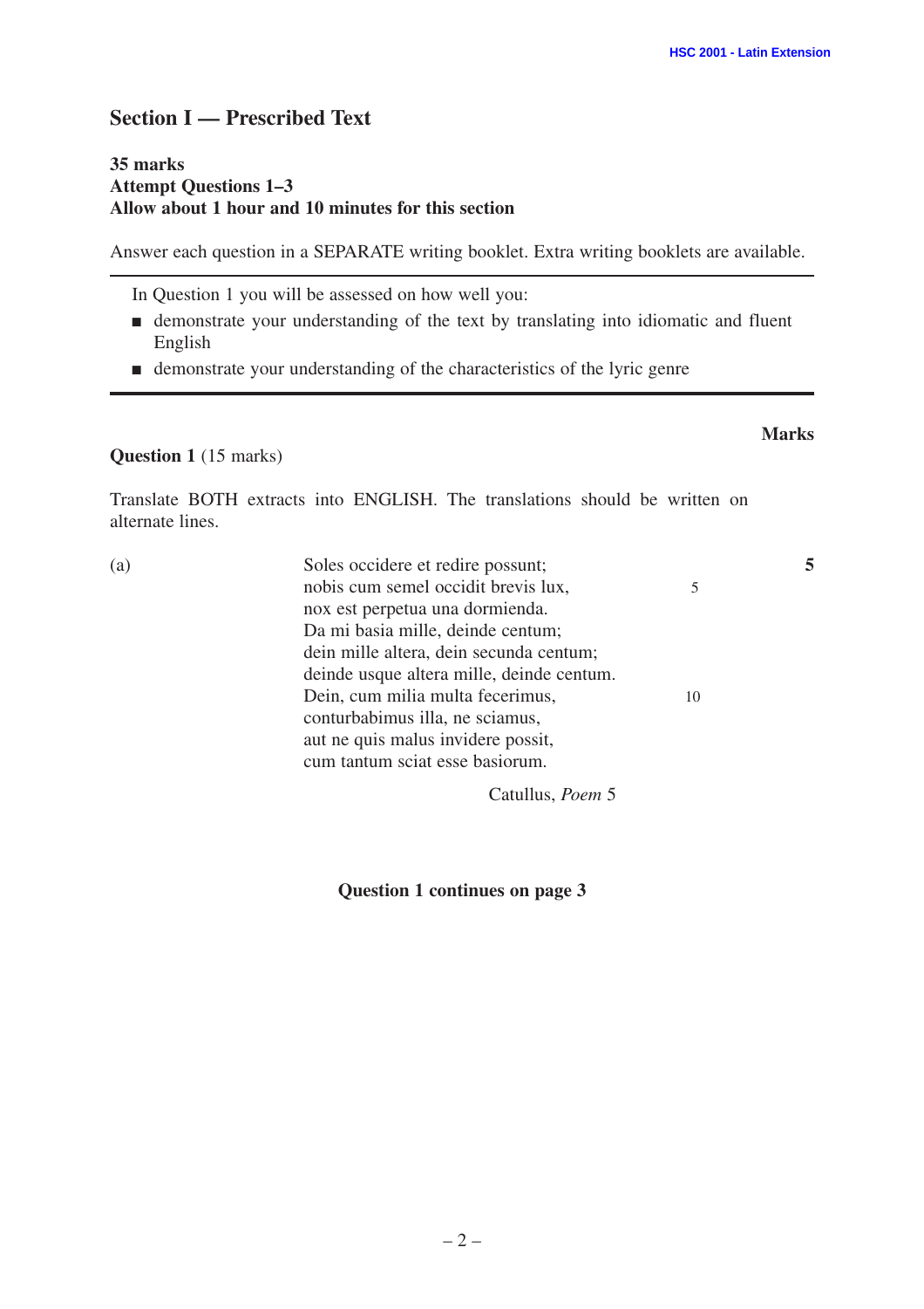## Section I — Prescribed Text

**35 marks**
**Attempt Questions 1–3**
**Allow about 1 hour and 10 minutes for this section**

Answer each question in a SEPARATE writing booklet. Extra writing booklets are available.

---

In Question 1 you will be assessed on how well you:

- demonstrate your understanding of the text by translating into idiomatic and fluent English
- demonstrate your understanding of the characteristics of the lyric genre

---

**Marks**

**Question 1** (15 marks)

Translate BOTH extracts into ENGLISH. The translations should be written on alternate lines.

(a) **5**

Soles occidere et redire possunt;
nobis cum semel occidit brevis lux, 5
nox est perpetua una dormienda.
Da mi basia mille, deinde centum;
dein mille altera, dein secunda centum;
deinde usque altera mille, deinde centum.
Dein, cum milia multa fecerimus, 10
conturbabimus illa, ne sciamus,
aut ne quis malus invidere possit,
cum tantum sciat esse basiorum.

Catullus, *Poem* 5

**Question 1 continues on page 3**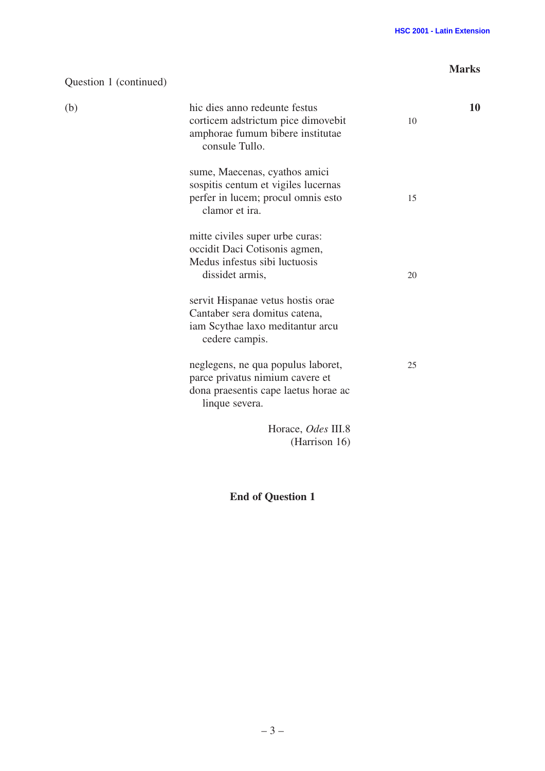Question 1 (continued)

**Marks**

(b) **10**

hic dies anno redeunte festus  
corticem adstrictum pice dimovebit 10  
amphorae fumum bibere institutae  
  consule Tullo.

sume, Maecenas, cyathos amici  
sospitis centum et vigiles lucernas  
perfer in lucem; procul omnis esto 15  
  clamor et ira.

mitte civiles super urbe curas:  
occidit Daci Cotisonis agmen,  
Medus infestus sibi luctuosis  
  dissidet armis, 20

servit Hispanae vetus hostis orae  
Cantaber sera domitus catena,  
iam Scythae laxo meditantur arcu  
  cedere campis.

neglegens, ne qua populus laboret, 25  
parce privatus nimium cavere et  
dona praesentis cape laetus horae ac  
  linque severa.

Horace, *Odes* III.8  
(Harrison 16)

**End of Question 1**